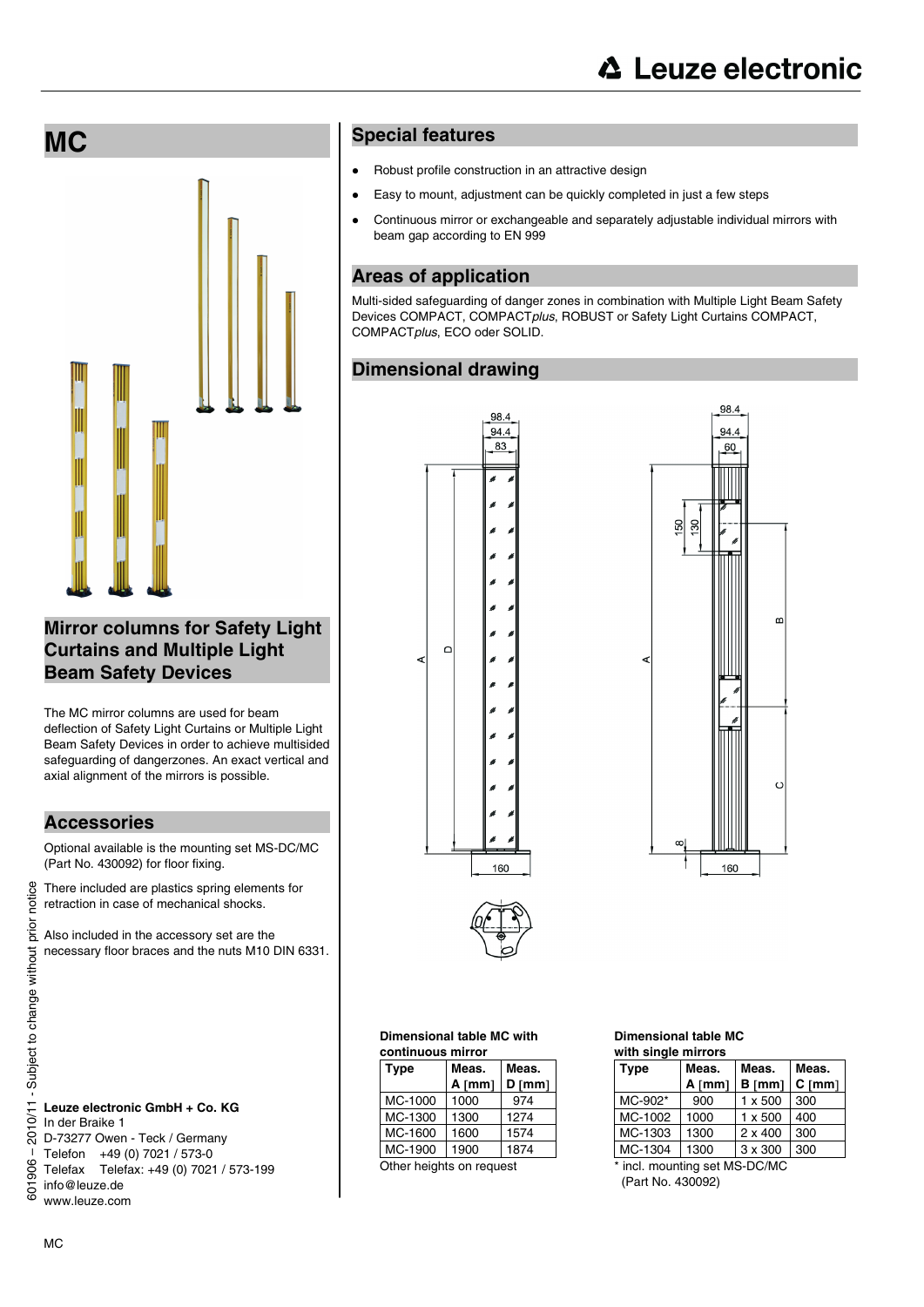# MC

## Mirror columns for Safety Light Curtains and Multiple Light Beam Safety Devices

The MC mirror columns are used for beam deflection of Safety Light Curtains or Multiple Light Beam Safety Devices in order to achieve multisided safeguarding of dangerzones. An exact vertical and axial alignment of the mirrors is possible.

## Accessories

Optional available is the mounting set MS-DC/MC (Part No. 430092) for floor fixing.

There included are plastics spring elements for retraction in case of mechanical shocks.

Also included in the accessory set are the necessary floor braces and the nuts M10 DIN 6331.

**Leuze electronic GmbH + Co. KG**
In der Braike 1
D-73277 Owen - Teck / Germany
Telefon +49 (0) 7021 / 573-0
Telefax Telefax: +49 (0) 7021 / 573-199
info@leuze.de
www.leuze.com

## Special features

- Robust profile construction in an attractive design
- Easy to mount, adjustment can be quickly completed in just a few steps
- Continuous mirror or exchangeable and separately adjustable individual mirrors with beam gap according to EN 999

## Areas of application

Multi-sided safeguarding of danger zones in combination with Multiple Light Beam Safety Devices COMPACT, COMPACT*plus*, ROBUST or Safety Light Curtains COMPACT, COMPACT*plus*, ECO oder SOLID.

## Dimensional drawing

**Dimensional table MC with continuous mirror**

| Type | Meas. A [mm] | Meas. D [mm] |
|---|---|---|
| MC-1000 | 1000 | 974 |
| MC-1300 | 1300 | 1274 |
| MC-1600 | 1600 | 1574 |
| MC-1900 | 1900 | 1874 |

Other heights on request

**Dimensional table MC with single mirrors**

| Type | Meas. A [mm] | Meas. B [mm] | Meas. C [mm] |
|---|---|---|---|
| MC-902* | 900 | 1 x 500 | 300 |
| MC-1002 | 1000 | 1 x 500 | 400 |
| MC-1303 | 1300 | 2 x 400 | 300 |
| MC-1304 | 1300 | 3 x 300 | 300 |

\* incl. mounting set MS-DC/MC (Part No. 430092)

601906 – 2010/11 - Subject to change without prior notice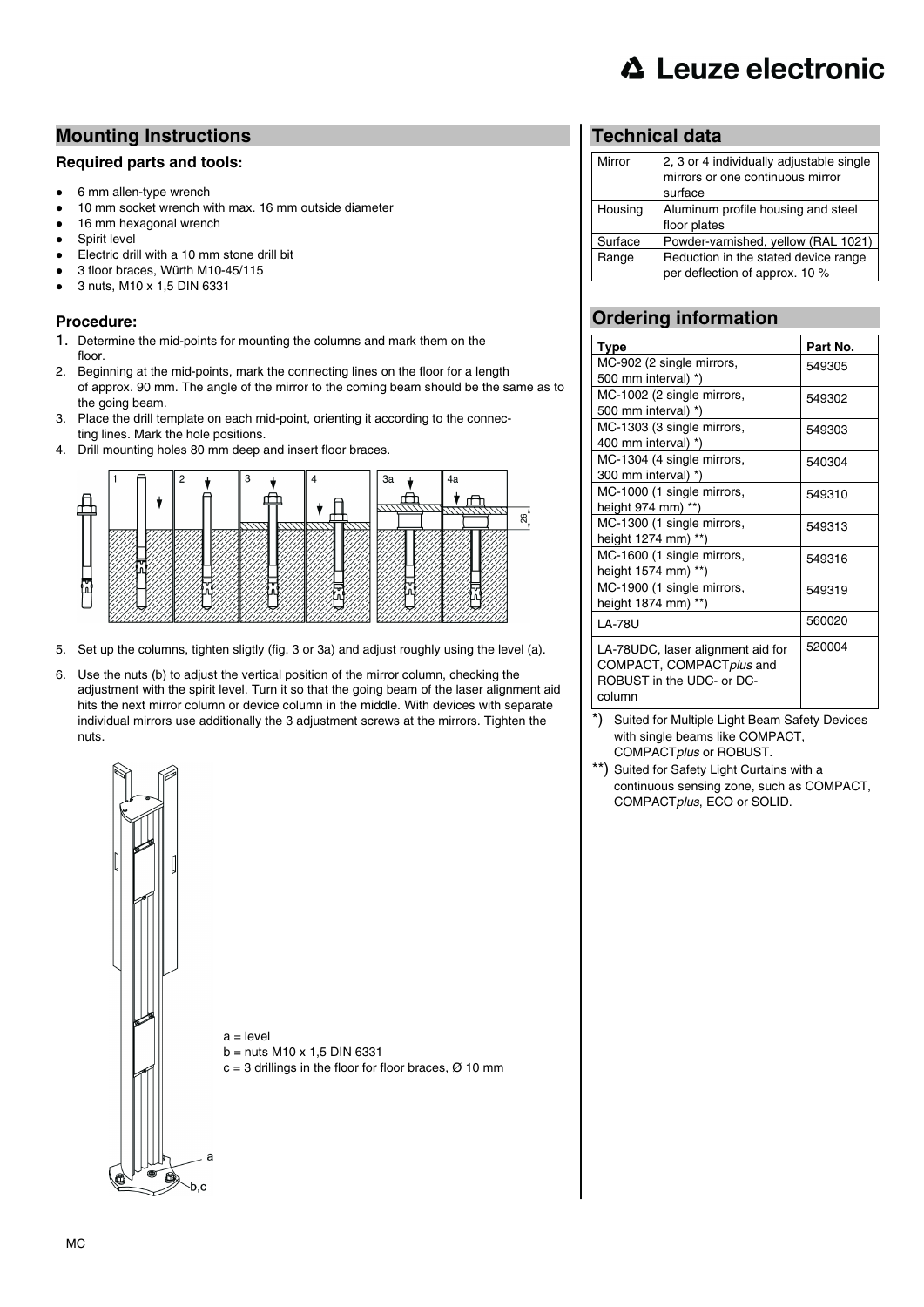## Mounting Instructions

### Required parts and tools:

- 6 mm allen-type wrench
- 10 mm socket wrench with max. 16 mm outside diameter
- 16 mm hexagonal wrench
- Spirit level
- Electric drill with a 10 mm stone drill bit
- 3 floor braces, Würth M10-45/115
- 3 nuts, M10 x 1,5 DIN 6331

### Procedure:

1. Determine the mid-points for mounting the columns and mark them on the floor.
2. Beginning at the mid-points, mark the connecting lines on the floor for a length of approx. 90 mm. The angle of the mirror to the coming beam should be the same as to the going beam.
3. Place the drill template on each mid-point, orienting it according to the connecting lines. Mark the hole positions.
4. Drill mounting holes 80 mm deep and insert floor braces.

1 2 3 4 3a 4a 26

5. Set up the columns, tighten sligtly (fig. 3 or 3a) and adjust roughly using the level (a).
6. Use the nuts (b) to adjust the vertical position of the mirror column, checking the adjustment with the spirit level. Turn it so that the going beam of the laser alignment aid hits the next mirror column or device column in the middle. With devices with separate individual mirrors use additionally the 3 adjustment screws at the mirrors. Tighten the nuts.

a = level
b = nuts M10 x 1,5 DIN 6331
c = 3 drillings in the floor for floor braces, Ø 10 mm

a
b,c

## Technical data

| | |
|---|---|
| Mirror | 2, 3 or 4 individually adjustable single mirrors or one continuous mirror surface |
| Housing | Aluminum profile housing and steel floor plates |
| Surface | Powder-varnished, yellow (RAL 1021) |
| Range | Reduction in the stated device range per deflection of approx. 10 % |

## Ordering information

| Type | Part No. |
|---|---|
| MC-902 (2 single mirrors, 500 mm interval) *) | 549305 |
| MC-1002 (2 single mirrors, 500 mm interval) *) | 549302 |
| MC-1303 (3 single mirrors, 400 mm interval) *) | 549303 |
| MC-1304 (4 single mirrors, 300 mm interval) *) | 540304 |
| MC-1000 (1 single mirrors, height 974 mm) **) | 549310 |
| MC-1300 (1 single mirrors, height 1274 mm) **) | 549313 |
| MC-1600 (1 single mirrors, height 1574 mm) **) | 549316 |
| MC-1900 (1 single mirrors, height 1874 mm) **) | 549319 |
| LA-78U | 560020 |
| LA-78UDC, laser alignment aid for COMPACT, COMPACT*plus* and ROBUST in the UDC- or DC-column | 520004 |

*) Suited for Multiple Light Beam Safety Devices with single beams like COMPACT, COMPACT*plus* or ROBUST.

**) Suited for Safety Light Curtains with a continuous sensing zone, such as COMPACT, COMPACT*plus*, ECO or SOLID.